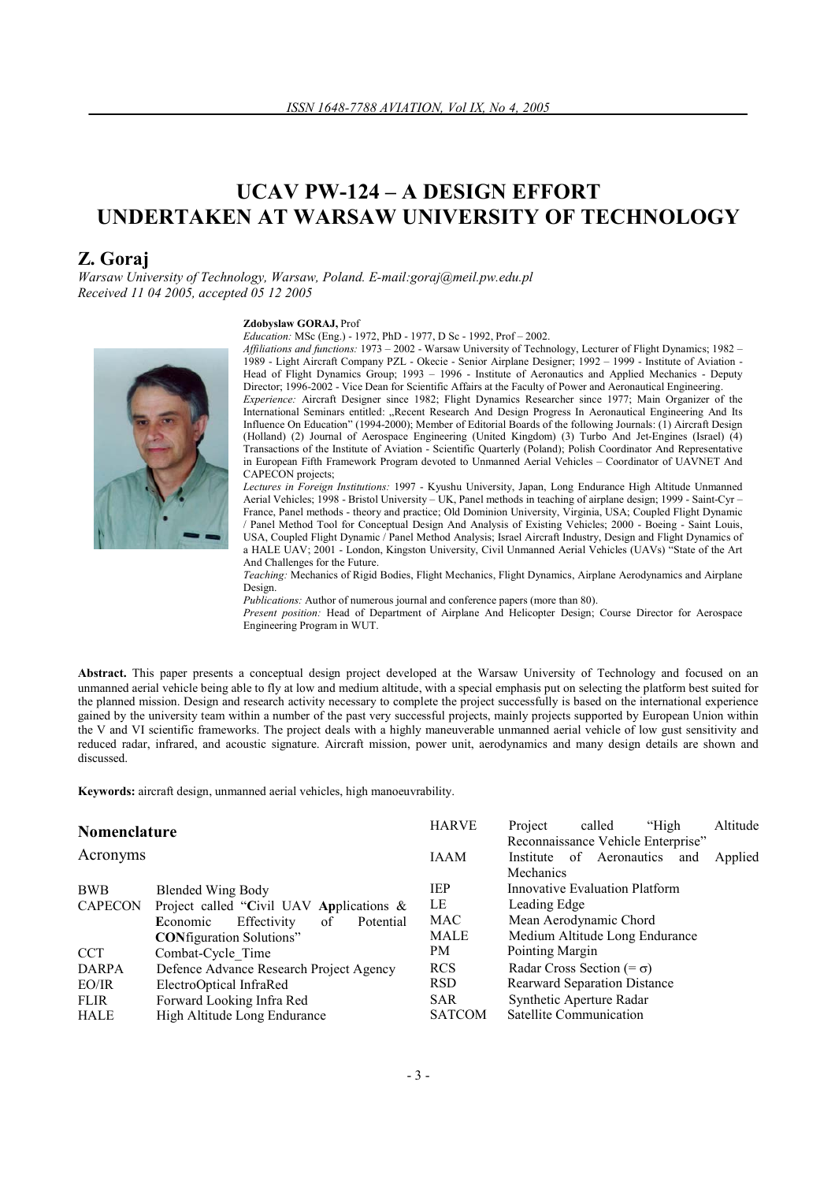# UCAV PW-124 – A DESIGN EFFORT UNDERTAKEN AT WARSAW UNIVERSITY OF TECHNOLOGY

## Z. Goraj

*Warsaw University of Technology, Warsaw, Poland. E-mail:goraj@meil.pw.edu.pl*
*Received 11 04 2005, accepted 05 12 2005*

**Zdobyslaw GORAJ,** Prof

*Education:* MSc (Eng.) - 1972, PhD - 1977, D Sc - 1992, Prof – 2002.

*Affiliations and functions:* 1973 – 2002 - Warsaw University of Technology, Lecturer of Flight Dynamics; 1982 – 1989 - Light Aircraft Company PZL - Okecie - Senior Airplane Designer; 1992 – 1999 - Institute of Aviation - Head of Flight Dynamics Group; 1993 – 1996 - Institute of Aeronautics and Applied Mechanics - Deputy Director; 1996-2002 - Vice Dean for Scientific Affairs at the Faculty of Power and Aeronautical Engineering.

*Experience:* Aircraft Designer since 1982; Flight Dynamics Researcher since 1977; Main Organizer of the International Seminars entitled: „Recent Research And Design Progress In Aeronautical Engineering And Its Influence On Education" (1994-2000); Member of Editorial Boards of the following Journals: (1) Aircraft Design (Holland) (2) Journal of Aerospace Engineering (United Kingdom) (3) Turbo And Jet-Engines (Israel) (4) Transactions of the Institute of Aviation - Scientific Quarterly (Poland); Polish Coordinator And Representative in European Fifth Framework Program devoted to Unmanned Aerial Vehicles – Coordinator of UAVNET And CAPECON projects;

*Lectures in Foreign Institutions:* 1997 - Kyushu University, Japan, Long Endurance High Altitude Unmanned Aerial Vehicles; 1998 - Bristol University – UK, Panel methods in teaching of airplane design; 1999 - Saint-Cyr – France, Panel methods - theory and practice; Old Dominion University, Virginia, USA; Coupled Flight Dynamic / Panel Method Tool for Conceptual Design And Analysis of Existing Vehicles; 2000 - Boeing - Saint Louis, USA, Coupled Flight Dynamic / Panel Method Analysis; Israel Aircraft Industry, Design and Flight Dynamics of a HALE UAV; 2001 - London, Kingston University, Civil Unmanned Aerial Vehicles (UAVs) "State of the Art And Challenges for the Future.

*Teaching:* Mechanics of Rigid Bodies, Flight Mechanics, Flight Dynamics, Airplane Aerodynamics and Airplane Design.

*Publications:* Author of numerous journal and conference papers (more than 80).

*Present position:* Head of Department of Airplane And Helicopter Design; Course Director for Aerospace Engineering Program in WUT.

**Abstract.** This paper presents a conceptual design project developed at the Warsaw University of Technology and focused on an unmanned aerial vehicle being able to fly at low and medium altitude, with a special emphasis put on selecting the platform best suited for the planned mission. Design and research activity necessary to complete the project successfully is based on the international experience gained by the university team within a number of the past very successful projects, mainly projects supported by European Union within the V and VI scientific frameworks. The project deals with a highly maneuverable unmanned aerial vehicle of low gust sensitivity and reduced radar, infrared, and acoustic signature. Aircraft mission, power unit, aerodynamics and many design details are shown and discussed.

**Keywords:** aircraft design, unmanned aerial vehicles, high manoeuvrability.

## Nomenclature

### Acronyms

| | |
|---|---|
| BWB | Blended Wing Body |
| CAPECON | Project called "**C**ivil UAV **Ap**plications & **E**conomic Effectivity of Potential **CON**figuration Solutions" |
| CCT | Combat-Cycle_Time |
| DARPA | Defence Advance Research Project Agency |
| EO/IR | ElectroOptical InfraRed |
| FLIR | Forward Looking Infra Red |
| HALE | High Altitude Long Endurance |
| HARVE | Project called "High Altitude Reconnaissance Vehicle Enterprise" |
| IAAM | Institute of Aeronautics and Applied Mechanics |
| IEP | Innovative Evaluation Platform |
| LE | Leading Edge |
| MAC | Mean Aerodynamic Chord |
| MALE | Medium Altitude Long Endurance |
| PM | Pointing Margin |
| RCS | Radar Cross Section (= $\sigma$) |
| RSD | Rearward Separation Distance |
| SAR | Synthetic Aperture Radar |
| SATCOM | Satellite Communication |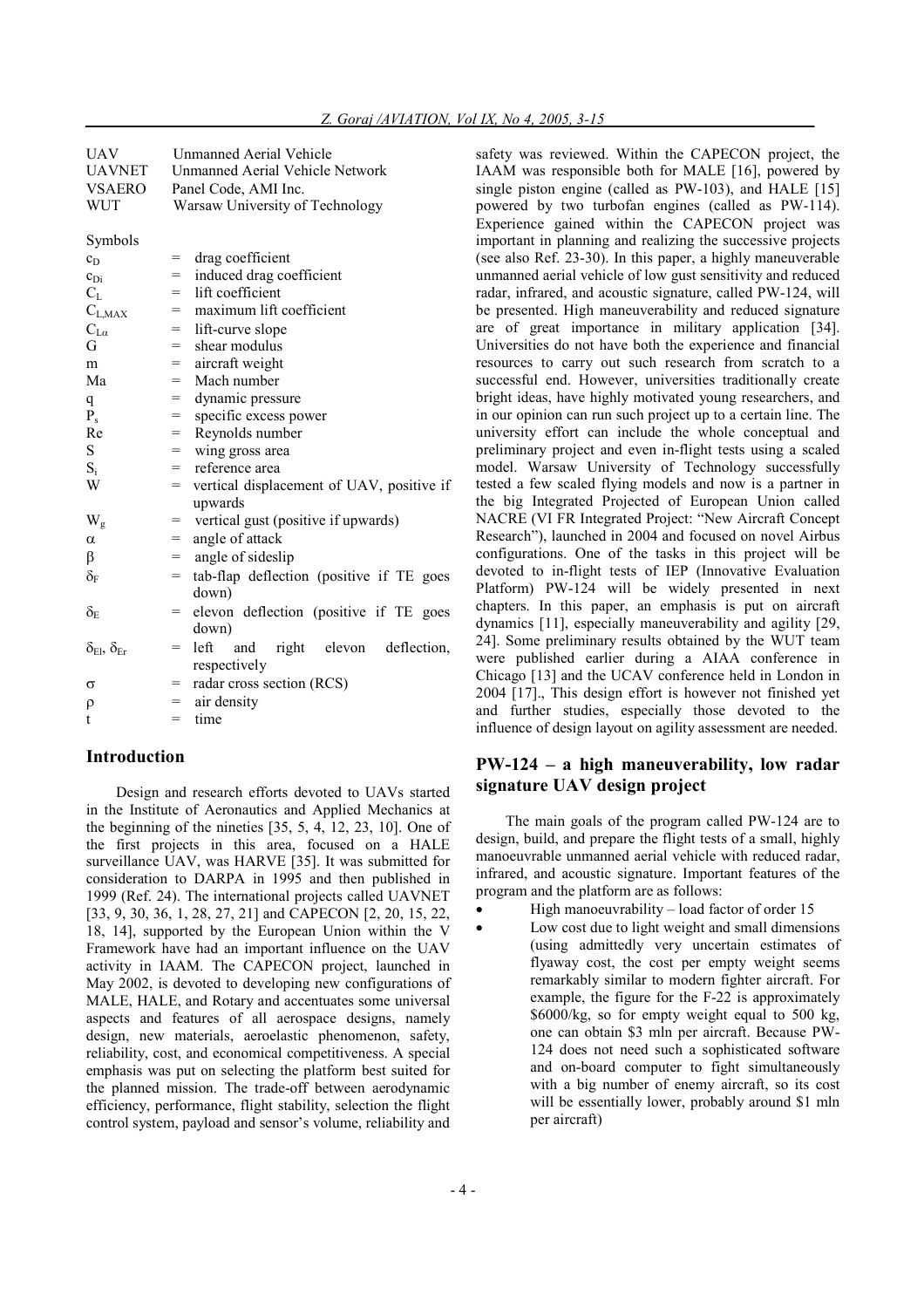| | |
|---|---|
| UAV | Unmanned Aerial Vehicle |
| UAVNET | Unmanned Aerial Vehicle Network |
| VSAERO | Panel Code, AMI Inc. |
| WUT | Warsaw University of Technology |

Symbols

| | | |
|---|---|---|
| $c_D$ | = | drag coefficient |
| $c_{Di}$ | = | induced drag coefficient |
| $C_L$ | = | lift coefficient |
| $C_{L,MAX}$ | = | maximum lift coefficient |
| $C_{L\alpha}$ | = | lift-curve slope |
| G | = | shear modulus |
| m | = | aircraft weight |
| Ma | = | Mach number |
| q | = | dynamic pressure |
| $P_s$ | = | specific excess power |
| Re | = | Reynolds number |
| S | = | wing gross area |
| $S_i$ | = | reference area |
| W | = | vertical displacement of UAV, positive if upwards |
| $W_g$ | = | vertical gust (positive if upwards) |
| $\alpha$ | = | angle of attack |
| $\beta$ | = | angle of sideslip |
| $\delta_F$ | = | tab-flap deflection (positive if TE goes down) |
| $\delta_E$ | = | elevon deflection (positive if TE goes down) |
| $\delta_{El}$, $\delta_{Er}$ | = | left and right elevon deflection, respectively |
| $\sigma$ | = | radar cross section (RCS) |
| $\rho$ | = | air density |
| t | = | time |

## Introduction

Design and research efforts devoted to UAVs started in the Institute of Aeronautics and Applied Mechanics at the beginning of the nineties [35, 5, 4, 12, 23, 10]. One of the first projects in this area, focused on a HALE surveillance UAV, was HARVE [35]. It was submitted for consideration to DARPA in 1995 and then published in 1999 (Ref. 24). The international projects called UAVNET [33, 9, 30, 36, 1, 28, 27, 21] and CAPECON [2, 20, 15, 22, 18, 14], supported by the European Union within the V Framework have had an important influence on the UAV activity in IAAM. The CAPECON project, launched in May 2002, is devoted to developing new configurations of MALE, HALE, and Rotary and accentuates some universal aspects and features of all aerospace designs, namely design, new materials, aeroelastic phenomenon, safety, reliability, cost, and economical competitiveness. A special emphasis was put on selecting the platform best suited for the planned mission. The trade-off between aerodynamic efficiency, performance, flight stability, selection the flight control system, payload and sensor's volume, reliability and safety was reviewed. Within the CAPECON project, the IAAM was responsible both for MALE [16], powered by single piston engine (called as PW-103), and HALE [15] powered by two turbofan engines (called as PW-114). Experience gained within the CAPECON project was important in planning and realizing the successive projects (see also Ref. 23-30). In this paper, a highly maneuverable unmanned aerial vehicle of low gust sensitivity and reduced radar, infrared, and acoustic signature, called PW-124, will be presented. High maneuverability and reduced signature are of great importance in military application [34]. Universities do not have both the experience and financial resources to carry out such research from scratch to a successful end. However, universities traditionally create bright ideas, have highly motivated young researchers, and in our opinion can run such project up to a certain line. The university effort can include the whole conceptual and preliminary project and even in-flight tests using a scaled model. Warsaw University of Technology successfully tested a few scaled flying models and now is a partner in the big Integrated Projected of European Union called NACRE (VI FR Integrated Project: "New Aircraft Concept Research"), launched in 2004 and focused on novel Airbus configurations. One of the tasks in this project will be devoted to in-flight tests of IEP (Innovative Evaluation Platform) PW-124 will be widely presented in next chapters. In this paper, an emphasis is put on aircraft dynamics [11], especially maneuverability and agility [29, 24]. Some preliminary results obtained by the WUT team were published earlier during a AIAA conference in Chicago [13] and the UCAV conference held in London in 2004 [17]., This design effort is however not finished yet and further studies, especially those devoted to the influence of design layout on agility assessment are needed.

## PW-124 – a high maneuverability, low radar signature UAV design project

The main goals of the program called PW-124 are to design, build, and prepare the flight tests of a small, highly manoeuvrable unmanned aerial vehicle with reduced radar, infrared, and acoustic signature. Important features of the program and the platform are as follows:

- High manoeuvrability – load factor of order 15
- Low cost due to light weight and small dimensions (using admittedly very uncertain estimates of flyaway cost, the cost per empty weight seems remarkably similar to modern fighter aircraft. For example, the figure for the F-22 is approximately \$6000/kg, so for empty weight equal to 500 kg, one can obtain \$3 mln per aircraft. Because PW-124 does not need such a sophisticated software and on-board computer to fight simultaneously with a big number of enemy aircraft, so its cost will be essentially lower, probably around \$1 mln per aircraft)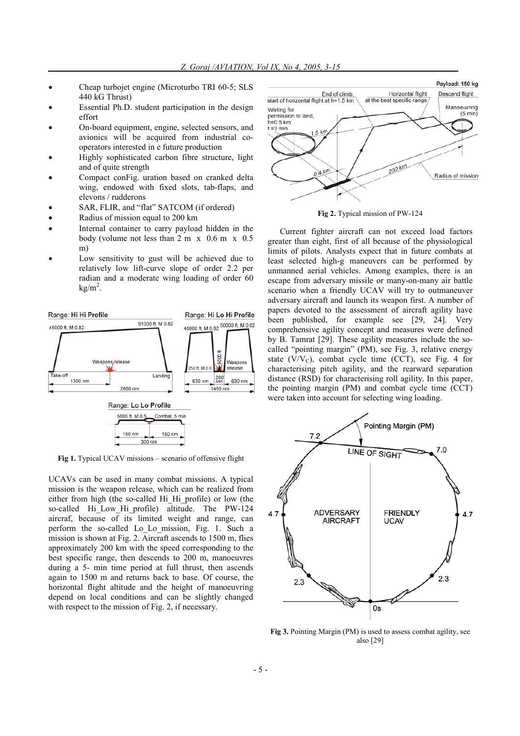- Cheap turbojet engine (Microturbo TRI 60-5; SLS 440 kG Thrust)
- Essential Ph.D. student participation in the design effort
- On-board equipment, engine, selected sensors, and avionics will be acquired from industrial co-operators interested in e future production
- Highly sophisticated carbon fibre structure, light and of quite strength
- Compact conFig. uration based on cranked delta wing, endowed with fixed slots, tab-flaps, and elevons / rudderons
- SAR, FLIR, and "flat" SATCOM (if ordered)
- Radius of mission equal to 200 km
- Internal container to carry payload hidden in the body (volume not less than 2 m x 0.6 m x 0.5 m)
- Low sensitivity to gust will be achieved due to relatively low lift-curve slope of order 2.2 per radian and a moderate wing loading of order 60 $kg/m^2$.

**Fig 1.** Typical UCAV missions – scenario of offensive flight

UCAVs can be used in many combat missions. A typical mission is the weapon release, which can be realized from either from high (the so-called Hi_Hi_profile) or low (the so-called Hi_Low_Hi_profile) altitude. The PW-124 aircraf, because of its limited weight and range, can perform the so-called Lo_Lo_mission, Fig. 1. Such a mission is shown at Fig. 2. Aircraft ascends to 1500 m, flies approximately 200 km with the speed corresponding to the best specific range, then descends to 200 m, manoeuvres during a 5- min time period at full thrust, then ascends again to 1500 m and returns back to base. Of course, the horizontal flight altitude and the height of manoeuvring depend on local conditions and can be slightly changed with respect to the mission of Fig. 2, if necessary.

**Fig 2.** Typical mission of PW-124

Current fighter aircraft can not exceed load factors greater than eight, first of all because of the physiological limits of pilots. Analysts expect that in future combats at least selected high-g maneuvers can be performed by unmanned aerial vehicles. Among examples, there is an escape from adversary missile or many-on-many air battle scenario when a friendly UCAV will try to outmaneuver adversary aircraft and launch its weapon first. A number of papers devoted to the assessment of aircraft agility have been published, for example see [29, 24]. Very comprehensive agility concept and measures were defined by B. Tamrat [29]. These agility measures include the so-called "pointing margin" (PM), see Fig. 3, relative energy state ($V/V_C$), combat cycle time (CCT), see Fig. 4 for characterising pitch agility, and the rearward separation distance (RSD) for characterising roll agility. In this paper, the pointing margin (PM) and combat cycle time (CCT) were taken into account for selecting wing loading.

**Fig 3.** Pointing Margin (PM) is used to assess combat agility, see also [29]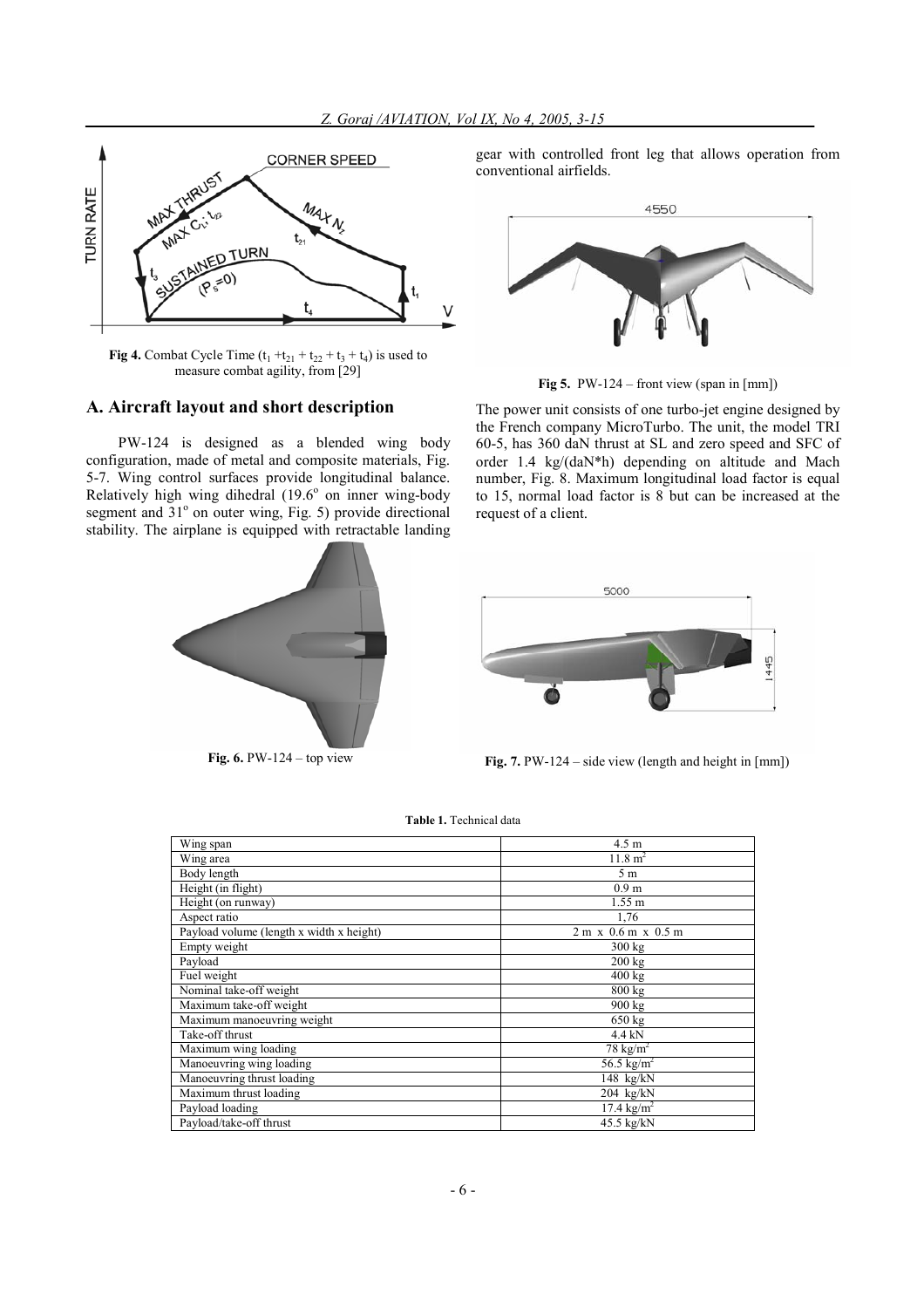**Fig 4.** Combat Cycle Time ($t_1 + t_{21} + t_{22} + t_3 + t_4$) is used to measure combat agility, from [29]

### A. Aircraft layout and short description

PW-124 is designed as a blended wing body configuration, made of metal and composite materials, Fig. 5-7. Wing control surfaces provide longitudinal balance. Relatively high wing dihedral (19.6° on inner wing-body segment and 31° on outer wing, Fig. 5) provide directional stability. The airplane is equipped with retractable landing gear with controlled front leg that allows operation from conventional airfields.

**Fig 5.** PW-124 – front view (span in [mm])

The power unit consists of one turbo-jet engine designed by the French company MicroTurbo. The unit, the model TRI 60-5, has 360 daN thrust at SL and zero speed and SFC of order 1.4 kg/(daN*h) depending on altitude and Mach number, Fig. 8. Maximum longitudinal load factor is equal to 15, normal load factor is 8 but can be increased at the request of a client.

**Fig. 6.** PW-124 – top view

**Fig. 7.** PW-124 – side view (length and height in [mm])

**Table 1.** Technical data

| | |
|---|---|
| Wing span | 4.5 m |
| Wing area | 11.8 m² |
| Body length | 5 m |
| Height (in flight) | 0.9 m |
| Height (on runway) | 1.55 m |
| Aspect ratio | 1,76 |
| Payload volume (length x width x height) | 2 m x 0.6 m x 0.5 m |
| Empty weight | 300 kg |
| Payload | 200 kg |
| Fuel weight | 400 kg |
| Nominal take-off weight | 800 kg |
| Maximum take-off weight | 900 kg |
| Maximum manoeuvring weight | 650 kg |
| Take-off thrust | 4.4 kN |
| Maximum wing loading | 78 kg/m² |
| Manoeuvring wing loading | 56.5 kg/m² |
| Manoeuvring thrust loading | 148 kg/kN |
| Maximum thrust loading | 204 kg/kN |
| Payload loading | 17.4 kg/m² |
| Payload/take-off thrust | 45.5 kg/kN |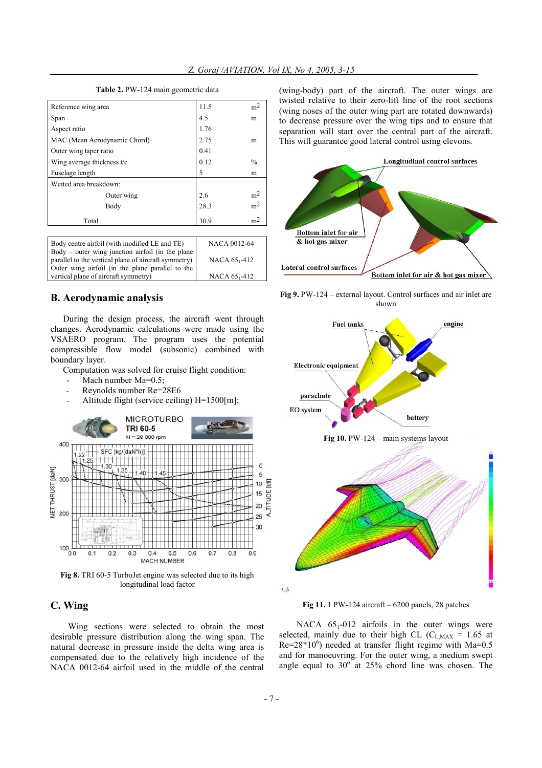**Table 2.** PW-124 main geometric data

| | | |
|---|---|---|
| Reference wing area | 11.5 | $m^2$ |
| Span | 4.5 | m |
| Aspect ratio | 1.76 | |
| MAC (Mean Aerodynamic Chord) | 2.75 | m |
| Outer wing taper ratio | 0.41 | |
| Wing average thickness t/c | 0.12 | % |
| Fuselage length | 5 | m |
| Wetted area breakdown: | | |
| Outer wing | 2.6 | $m^2$ |
| Body | 28.3 | $m^2$ |
| Total | 30.9 | $m^2$ |

| | |
|---|---|
| Body centre airfoil (with modified LE and TE) | NACA 0012-64 |
| Body – outer wing junction airfoil (in the plane parallel to the vertical plane of aircraft symmetry) | NACA $65_1$-412 |
| Outer wing airfoil (in the plane parallel to the vertical plane of aircraft symmetry) | NACA $65_1$-412 |

## B. Aerodynamic analysis

During the design process, the aircraft went through changes. Aerodynamic calculations were made using the VSAERO program. The program uses the potential compressible flow model (subsonic) combined with boundary layer.

Computation was solved for cruise flight condition:

- Mach number Ma=0.5;
- Reynolds number Re=28E6
- Altitude flight (service ceiling) H=1500[m];

**Fig 8.** TRI 60-5 TurboJet engine was selected due to its high longitudinal load factor

## C. Wing

Wing sections were selected to obtain the most desirable pressure distribution along the wing span. The natural decrease in pressure inside the delta wing area is compensated due to the relatively high incidence of the NACA 0012-64 airfoil used in the middle of the central (wing-body) part of the aircraft. The outer wings are twisted relative to their zero-lift line of the root sections (wing noses of the outer wing part are rotated downwards) to decrease pressure over the wing tips and to ensure that separation will start over the central part of the aircraft. This will guarantee good lateral control using elevons.

**Fig 9.** PW-124 – external layout. Control surfaces and air inlet are shown

**Fig 10.** PW-124 – main systems layout

**Fig 11.** 1 PW-124 aircraft – 6200 panels, 28 patches

NACA $65_1$-012 airfoils in the outer wings were selected, mainly due to their high CL ($C_{L,MAX}$ = 1.65 at $Re=28*10^6$) needed at transfer flight regime with Ma=0.5 and for manoeuvring. For the outer wing, a medium swept angle equal to 30° at 25% chord line was chosen. The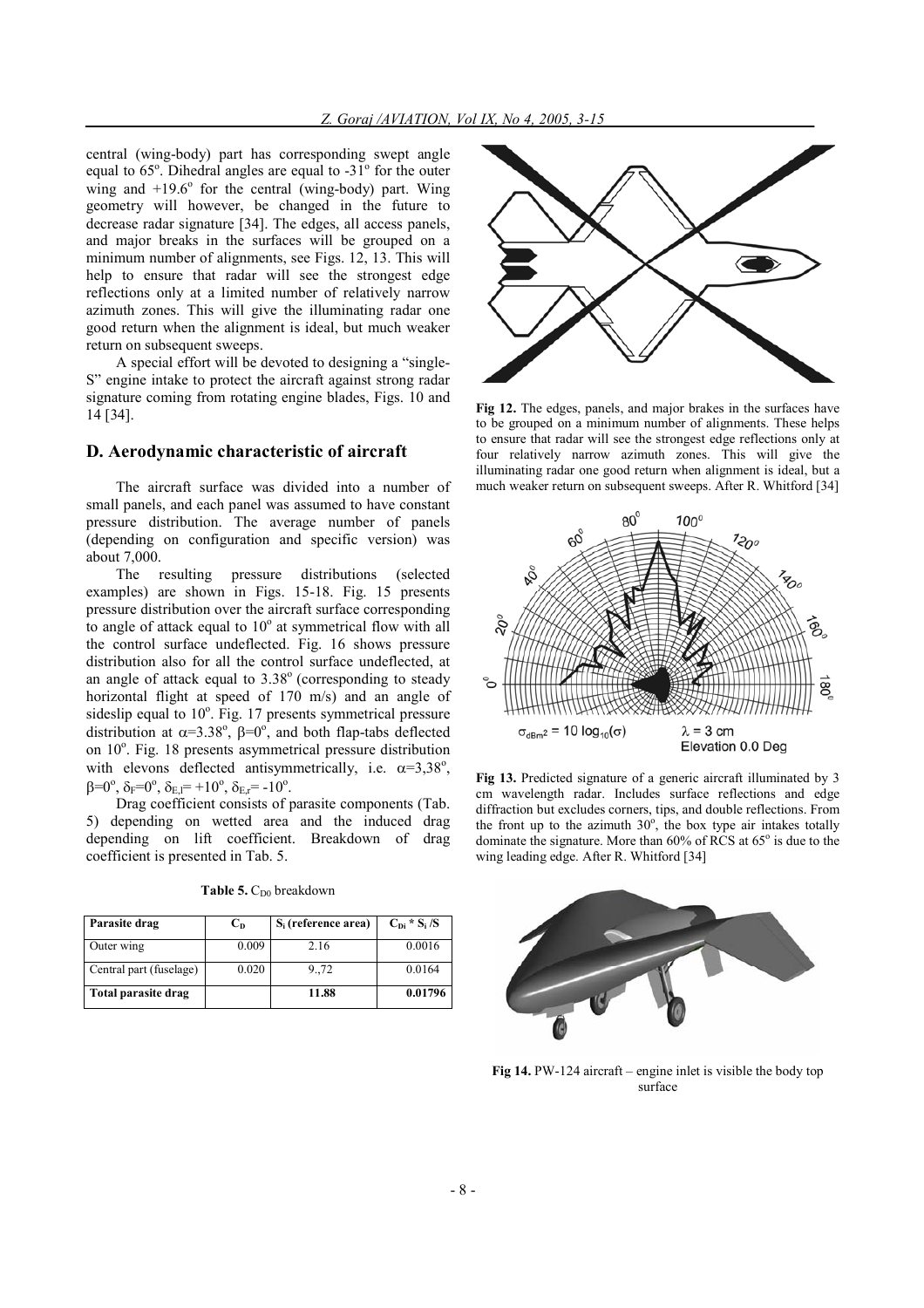central (wing-body) part has corresponding swept angle equal to 65°. Dihedral angles are equal to -31° for the outer wing and +19.6° for the central (wing-body) part. Wing geometry will however, be changed in the future to decrease radar signature [34]. The edges, all access panels, and major breaks in the surfaces will be grouped on a minimum number of alignments, see Figs. 12, 13. This will help to ensure that radar will see the strongest edge reflections only at a limited number of relatively narrow azimuth zones. This will give the illuminating radar one good return when the alignment is ideal, but much weaker return on subsequent sweeps.

A special effort will be devoted to designing a "single-S" engine intake to protect the aircraft against strong radar signature coming from rotating engine blades, Figs. 10 and 14 [34].

## D. Aerodynamic characteristic of aircraft

The aircraft surface was divided into a number of small panels, and each panel was assumed to have constant pressure distribution. The average number of panels (depending on configuration and specific version) was about 7,000.

The resulting pressure distributions (selected examples) are shown in Figs. 15-18. Fig. 15 presents pressure distribution over the aircraft surface corresponding to angle of attack equal to 10° at symmetrical flow with all the control surface undeflected. Fig. 16 shows pressure distribution also for all the control surface undeflected, at an angle of attack equal to 3.38° (corresponding to steady horizontal flight at speed of 170 m/s) and an angle of sideslip equal to 10°. Fig. 17 presents symmetrical pressure distribution at $\alpha$=3.38°, $\beta$=0°, and both flap-tabs deflected on 10°. Fig. 18 presents asymmetrical pressure distribution with elevons deflected antisymmetrically, i.e. $\alpha$=3,38°, $\beta$=0°, $\delta_F$=0°, $\delta_{E,l}$= +10°, $\delta_{E,r}$= -10°.

Drag coefficient consists of parasite components (Tab. 5) depending on wetted area and the induced drag depending on lift coefficient. Breakdown of drag coefficient is presented in Tab. 5.

**Table 5.** $C_{D0}$ breakdown

| Parasite drag | $C_D$ | $S_i$ (reference area) | $C_{Di} * S_i /S$ |
|---|---|---|---|
| Outer wing | 0.009 | 2.16 | 0.0016 |
| Central part (fuselage) | 0.020 | 9.,72 | 0.0164 |
| **Total parasite drag** | | **11.88** | **0.01796** |

**Fig 12.** The edges, panels, and major brakes in the surfaces have to be grouped on a minimum number of alignments. These helps to ensure that radar will see the strongest edge reflections only at four relatively narrow azimuth zones. This will give the illuminating radar one good return when alignment is ideal, but a much weaker return on subsequent sweeps. After R. Whitford [34]

**Fig 13.** Predicted signature of a generic aircraft illuminated by 3 cm wavelength radar. Includes surface reflections and edge diffraction but excludes corners, tips, and double reflections. From the front up to the azimuth 30°, the box type air intakes totally dominate the signature. More than 60% of RCS at 65° is due to the wing leading edge. After R. Whitford [34]

**Fig 14.** PW-124 aircraft – engine inlet is visible the body top surface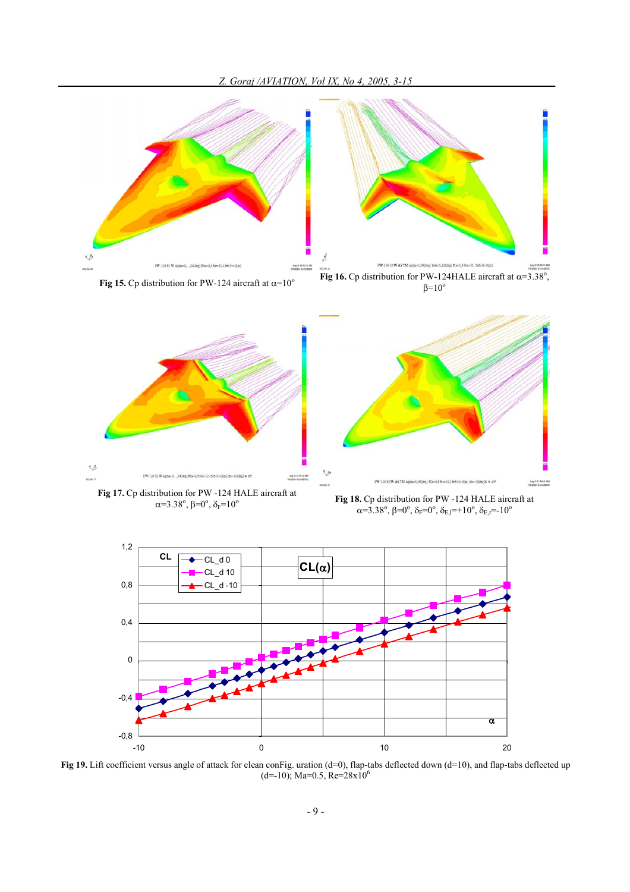Fig 15. Cp distribution for PW-124 aircraft at $\alpha=10^o$

Fig 16. Cp distribution for PW-124HALE aircraft at $\alpha=3.38^o$, $\beta=10^o$

Fig 17. Cp distribution for PW -124 HALE aircraft at $\alpha=3.38^o$, $\beta=0^o$, $\delta_F=10^o$

Fig 18. Cp distribution for PW -124 HALE aircraft at $\alpha=3.38^o$, $\beta=0^o$, $\delta_F=0^o$, $\delta_{E,l}=+10^o$, $\delta_{E,r}=-10^o$

Fig 19. Lift coefficient versus angle of attack for clean conFig. uration (d=0), flap-tabs deflected down (d=10), and flap-tabs deflected up (d=-10); Ma=0.5, Re=28x10[6]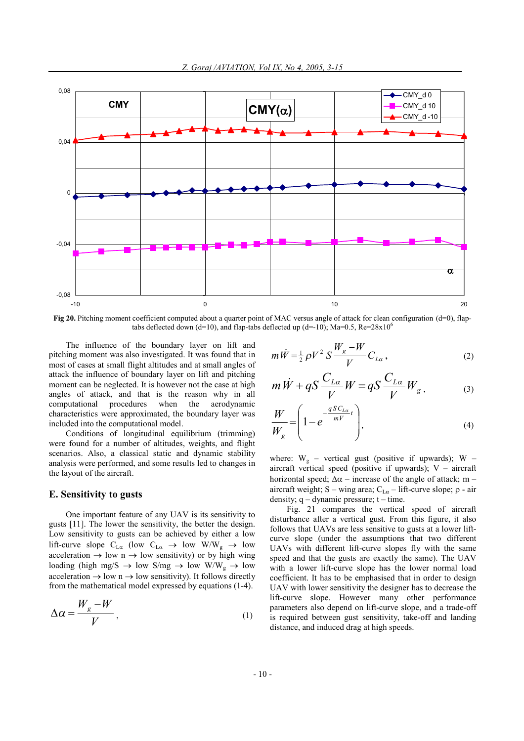**Fig 20.** Pitching moment coefficient computed about a quarter point of MAC versus angle of attack for clean configuration (d=0), flap-tabs deflected down (d=10), and flap-tabs deflected up (d=-10); Ma=0.5, Re=28x10[6]

The influence of the boundary layer on lift and pitching moment was also investigated. It was found that in most of cases at small flight altitudes and at small angles of attack the influence of boundary layer on lift and pitching moment can be neglected. It is however not the case at high angles of attack, and that is the reason why in all computational procedures when the aerodynamic characteristics were approximated, the boundary layer was included into the computational model.

Conditions of longitudinal equilibrium (trimming) were found for a number of altitudes, weights, and flight scenarios. Also, a classical static and dynamic stability analysis were performed, and some results led to changes in the layout of the aircraft.

## E. Sensitivity to gusts

One important feature of any UAV is its sensitivity to gusts [11]. The lower the sensitivity, the better the design. Low sensitivity to gusts can be achieved by either a low lift-curve slope $C_{L\alpha}$ (low $C_{L\alpha}$ → low $W/W_g$ → low acceleration → low n → low sensitivity) or by high wing loading (high mg/S → low S/mg → low $W/W_g$ → low acceleration → low n → low sensitivity). It follows directly from the mathematical model expressed by equations (1-4).

$$\Delta\alpha = \frac{W_g - W}{V}, \tag{1}$$

$$m\dot{W} = \tfrac{1}{2}\rho V^2 S \frac{W_g - W}{V} C_{L\alpha}, \tag{2}$$

$$m\dot{W} + qS\frac{C_{L\alpha}}{V}W = qS\frac{C_{L\alpha}}{V}W_g, \tag{3}$$

$$\frac{W}{W_g} = \left(1 - e^{-\frac{qSC_{L\alpha}}{mV}t}\right), \tag{4}$$

where: $W_g$ – vertical gust (positive if upwards); W – aircraft vertical speed (positive if upwards); V – aircraft horizontal speed; $\Delta\alpha$ – increase of the angle of attack; m – aircraft weight; S – wing area; $C_{L\alpha}$ – lift-curve slope; $\rho$ - air density; q – dynamic pressure; t – time.

Fig. 21 compares the vertical speed of aircraft disturbance after a vertical gust. From this figure, it also follows that UAVs are less sensitive to gusts at a lower lift-curve slope (under the assumptions that two different UAVs with different lift-curve slopes fly with the same speed and that the gusts are exactly the same). The UAV with a lower lift-curve slope has the lower normal load coefficient. It has to be emphasised that in order to design UAV with lower sensitivity the designer has to decrease the lift-curve slope. However many other performance parameters also depend on lift-curve slope, and a trade-off is required between gust sensitivity, take-off and landing distance, and induced drag at high speeds.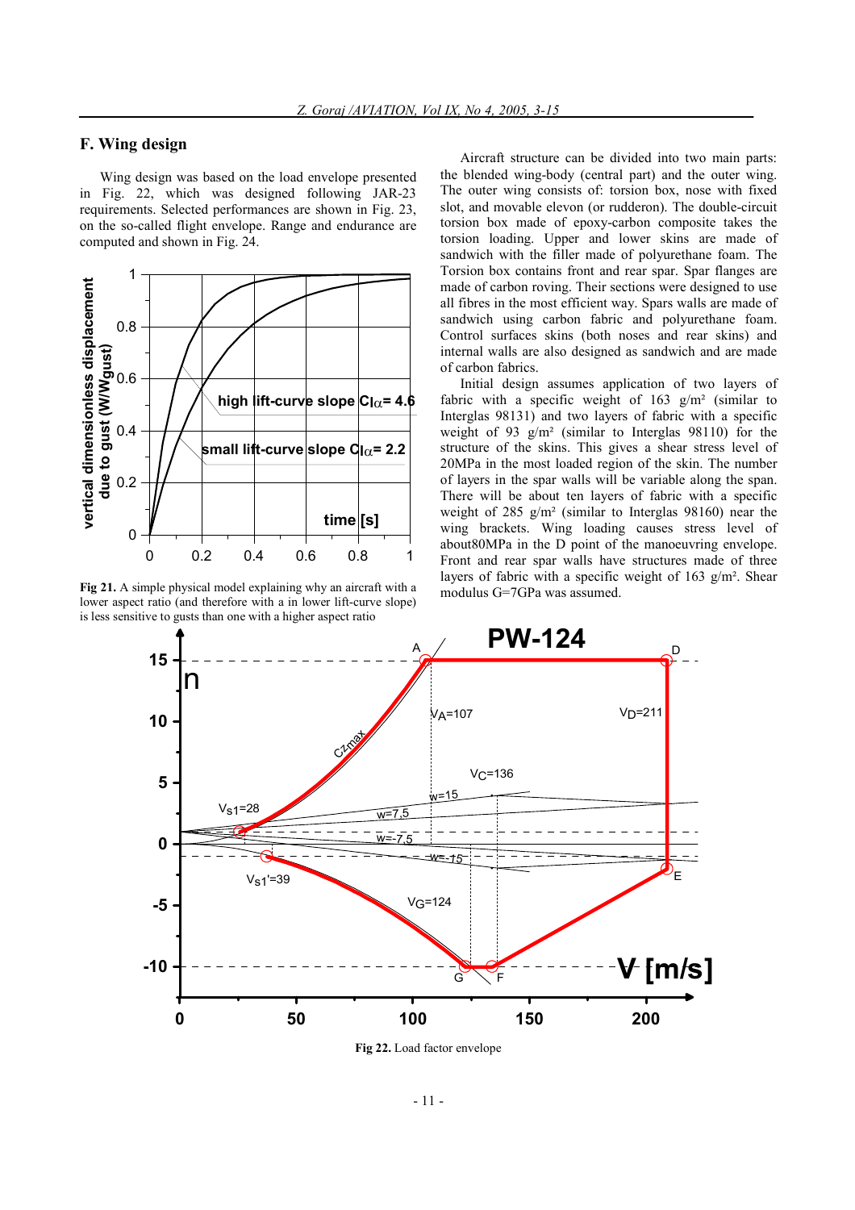### F. Wing design

Wing design was based on the load envelope presented in Fig. 22, which was designed following JAR-23 requirements. Selected performances are shown in Fig. 23, on the so-called flight envelope. Range and endurance are computed and shown in Fig. 24.

**Fig 21.** A simple physical model explaining why an aircraft with a lower aspect ratio (and therefore with a in lower lift-curve slope) is less sensitive to gusts than one with a higher aspect ratio

Aircraft structure can be divided into two main parts: the blended wing-body (central part) and the outer wing. The outer wing consists of: torsion box, nose with fixed slot, and movable elevon (or rudderon). The double-circuit torsion box made of epoxy-carbon composite takes the torsion loading. Upper and lower skins are made of sandwich with the filler made of polyurethane foam. The Torsion box contains front and rear spar. Spar flanges are made of carbon roving. Their sections were designed to use all fibres in the most efficient way. Spars walls are made of sandwich using carbon fabric and polyurethane foam. Control surfaces skins (both noses and rear skins) and internal walls are also designed as sandwich and are made of carbon fabrics.

Initial design assumes application of two layers of fabric with a specific weight of 163 g/m² (similar to Interglas 98131) and two layers of fabric with a specific weight of 93 g/m² (similar to Interglas 98110) for the structure of the skins. This gives a shear stress level of 20MPa in the most loaded region of the skin. The number of layers in the spar walls will be variable along the span. There will be about ten layers of fabric with a specific weight of 285 g/m² (similar to Interglas 98160) near the wing brackets. Wing loading causes stress level of about80MPa in the D point of the manoeuvring envelope. Front and rear spar walls have structures made of three layers of fabric with a specific weight of 163 g/m². Shear modulus G=7GPa was assumed.

**Fig 22.** Load factor envelope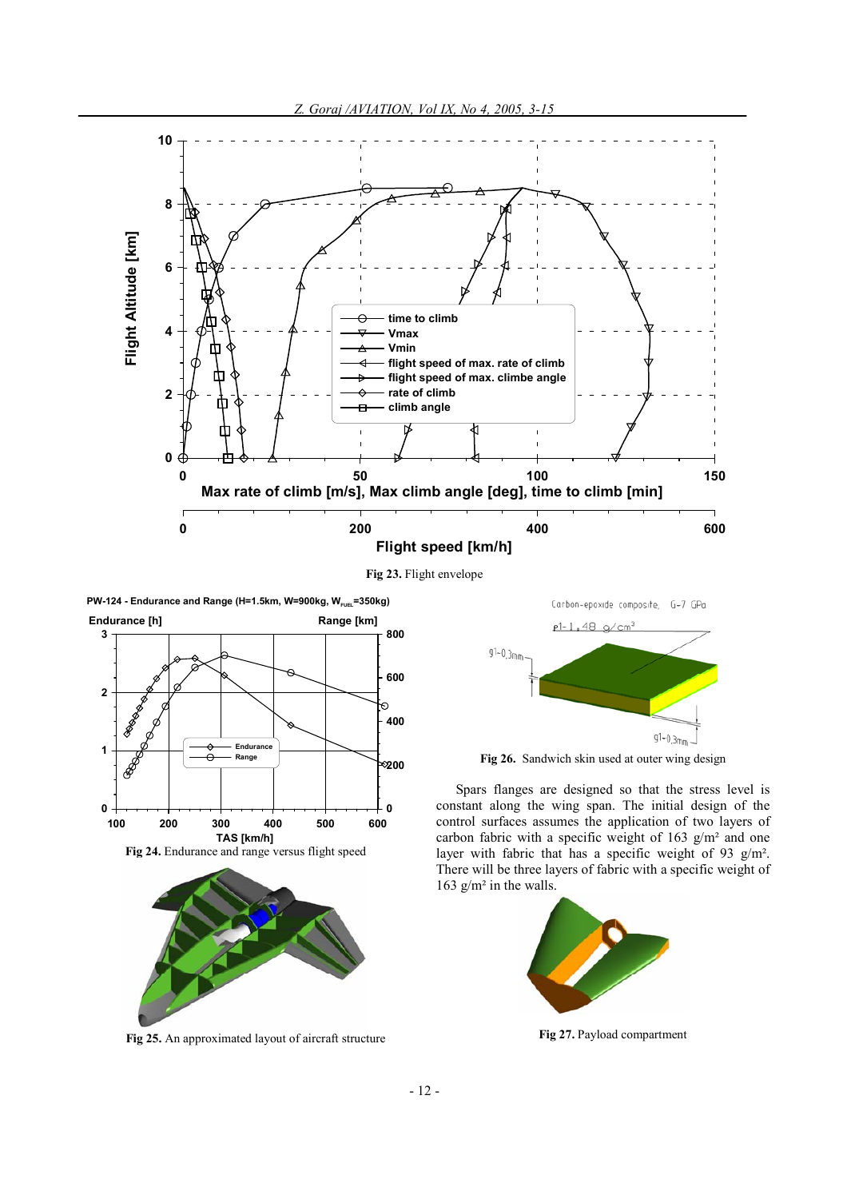Fig 23. Flight envelope

Fig 24. Endurance and range versus flight speed

Fig 25. An approximated layout of aircraft structure

Fig 26. Sandwich skin used at outer wing design

Spars flanges are designed so that the stress level is constant along the wing span. The initial design of the control surfaces assumes the application of two layers of carbon fabric with a specific weight of 163 g/m² and one layer with fabric that has a specific weight of 93 g/m². There will be three layers of fabric with a specific weight of 163 g/m² in the walls.

Fig 27. Payload compartment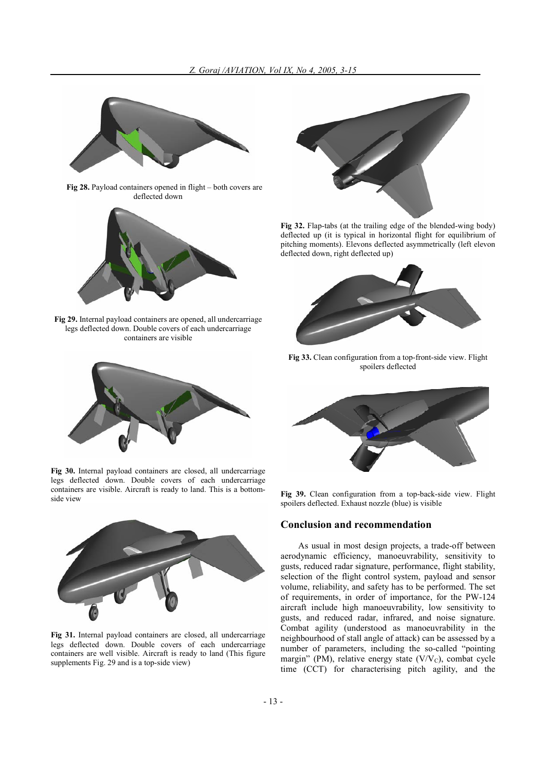Fig 28. Payload containers opened in flight – both covers are deflected down

Fig 29. Internal payload containers are opened, all undercarriage legs deflected down. Double covers of each undercarriage containers are visible

Fig 30. Internal payload containers are closed, all undercarriage legs deflected down. Double covers of each undercarriage containers are visible. Aircraft is ready to land. This is a bottom-side view

Fig 31. Internal payload containers are closed, all undercarriage legs deflected down. Double covers of each undercarriage containers are well visible. Aircraft is ready to land (This figure supplements Fig. 29 and is a top-side view)

Fig 32. Flap-tabs (at the trailing edge of the blended-wing body) deflected up (it is typical in horizontal flight for equilibrium of pitching moments). Elevons deflected asymmetrically (left elevon deflected down, right deflected up)

Fig 33. Clean configuration from a top-front-side view. Flight spoilers deflected

Fig 39. Clean configuration from a top-back-side view. Flight spoilers deflected. Exhaust nozzle (blue) is visible

## Conclusion and recommendation

As usual in most design projects, a trade-off between aerodynamic efficiency, manoeuvrability, sensitivity to gusts, reduced radar signature, performance, flight stability, selection of the flight control system, payload and sensor volume, reliability, and safety has to be performed. The set of requirements, in order of importance, for the PW-124 aircraft include high manoeuvrability, low sensitivity to gusts, and reduced radar, infrared, and noise signature. Combat agility (understood as manoeuvrability in the neighbourhood of stall angle of attack) can be assessed by a number of parameters, including the so-called "pointing margin" (PM), relative energy state ($V/V_C$), combat cycle time (CCT) for characterising pitch agility, and the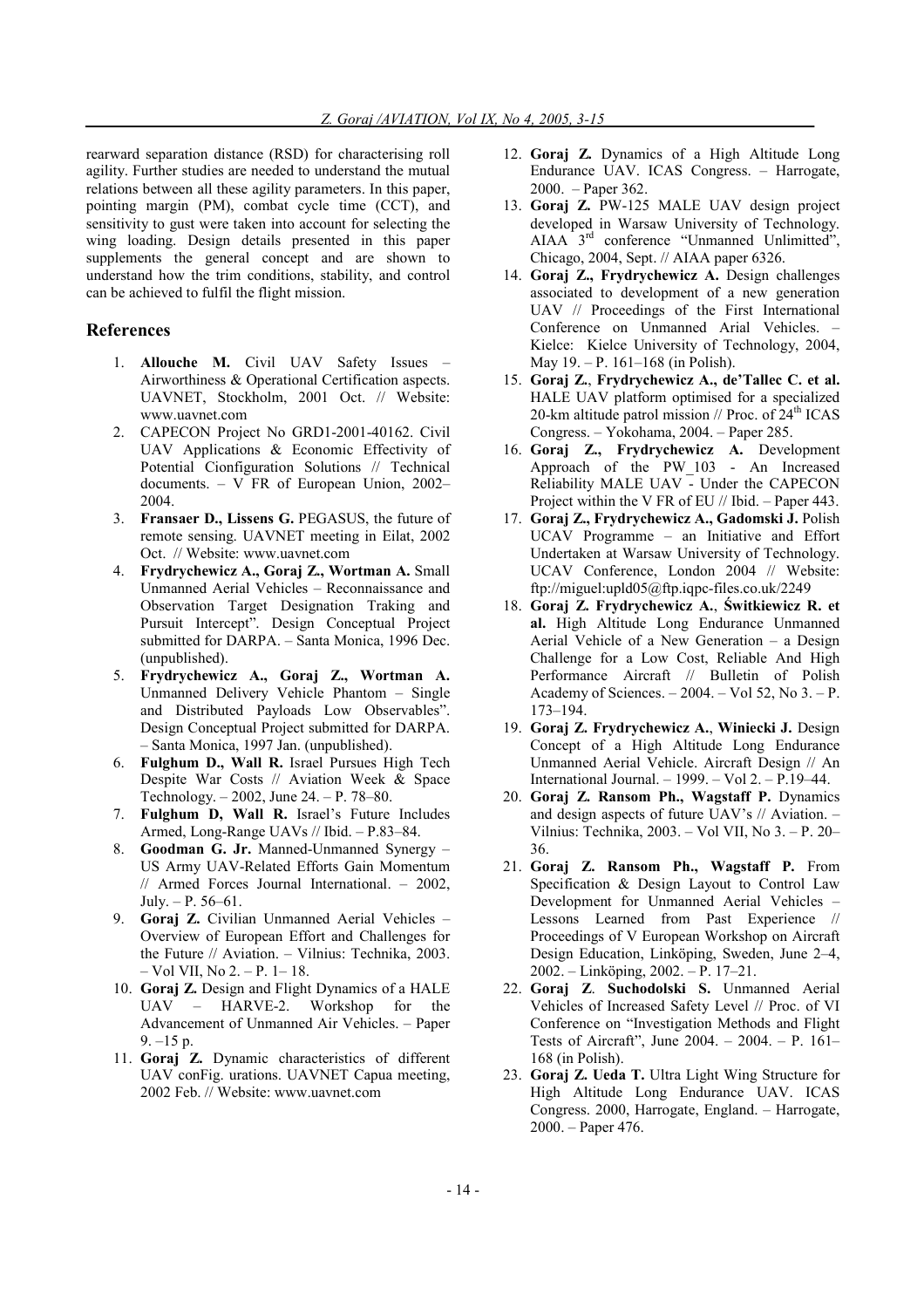rearward separation distance (RSD) for characterising roll agility. Further studies are needed to understand the mutual relations between all these agility parameters. In this paper, pointing margin (PM), combat cycle time (CCT), and sensitivity to gust were taken into account for selecting the wing loading. Design details presented in this paper supplements the general concept and are shown to understand how the trim conditions, stability, and control can be achieved to fulfil the flight mission.

## References

1. **Allouche M.** Civil UAV Safety Issues – Airworthiness & Operational Certification aspects. UAVNET, Stockholm, 2001 Oct. // Website: www.uavnet.com
2. CAPECON Project No GRD1-2001-40162. Civil UAV Applications & Economic Effectivity of Potential Cionfiguration Solutions // Technical documents. – V FR of European Union, 2002–2004.
3. **Fransaer D., Lissens G.** PEGASUS, the future of remote sensing. UAVNET meeting in Eilat, 2002 Oct. // Website: www.uavnet.com
4. **Frydrychewicz A., Goraj Z., Wortman A.** Small Unmanned Aerial Vehicles – Reconnaissance and Observation Target Designation Traking and Pursuit Intercept". Design Conceptual Project submitted for DARPA. – Santa Monica, 1996 Dec. (unpublished).
5. **Frydrychewicz A., Goraj Z., Wortman A.** Unmanned Delivery Vehicle Phantom – Single and Distributed Payloads Low Observables". Design Conceptual Project submitted for DARPA. – Santa Monica, 1997 Jan. (unpublished).
6. **Fulghum D., Wall R.** Israel Pursues High Tech Despite War Costs // Aviation Week & Space Technology. – 2002, June 24. – P. 78–80.
7. **Fulghum D, Wall R.** Israel's Future Includes Armed, Long-Range UAVs // Ibid. – P.83–84.
8. **Goodman G. Jr.** Manned-Unmanned Synergy – US Army UAV-Related Efforts Gain Momentum // Armed Forces Journal International. – 2002, July. – P. 56–61.
9. **Goraj Z.** Civilian Unmanned Aerial Vehicles – Overview of European Effort and Challenges for the Future // Aviation. – Vilnius: Technika, 2003. – Vol VII, No 2. – P. 1– 18.
10. **Goraj Z.** Design and Flight Dynamics of a HALE UAV – HARVE-2. Workshop for the Advancement of Unmanned Air Vehicles. – Paper 9. –15 p.
11. **Goraj Z.** Dynamic characteristics of different UAV conFig. urations. UAVNET Capua meeting, 2002 Feb. // Website: www.uavnet.com
12. **Goraj Z.** Dynamics of a High Altitude Long Endurance UAV. ICAS Congress. – Harrogate, 2000. – Paper 362.
13. **Goraj Z.** PW-125 MALE UAV design project developed in Warsaw University of Technology. AIAA 3rd conference "Unmanned Unlimitted", Chicago, 2004, Sept. // AIAA paper 6326.
14. **Goraj Z., Frydrychewicz A.** Design challenges associated to development of a new generation UAV // Proceedings of the First International Conference on Unmanned Arial Vehicles. – Kielce: Kielce University of Technology, 2004, May 19. – P. 161–168 (in Polish).
15. **Goraj Z., Frydrychewicz A., de'Tallec C. et al.** HALE UAV platform optimised for a specialized 20-km altitude patrol mission // Proc. of 24th ICAS Congress. – Yokohama, 2004. – Paper 285.
16. **Goraj Z., Frydrychewicz A.** Development Approach of the PW_103 - An Increased Reliability MALE UAV - Under the CAPECON Project within the V FR of EU // Ibid. – Paper 443.
17. **Goraj Z., Frydrychewicz A., Gadomski J.** Polish UCAV Programme – an Initiative and Effort Undertaken at Warsaw University of Technology. UCAV Conference, London 2004 // Website: ftp://miguel:upld05@ftp.iqpc-files.co.uk/2249
18. **Goraj Z. Frydrychewicz A., Świtkiewicz R. et al.** High Altitude Long Endurance Unmanned Aerial Vehicle of a New Generation – a Design Challenge for a Low Cost, Reliable And High Performance Aircraft // Bulletin of Polish Academy of Sciences. – 2004. – Vol 52, No 3. – P. 173–194.
19. **Goraj Z. Frydrychewicz A., Winiecki J.** Design Concept of a High Altitude Long Endurance Unmanned Aerial Vehicle. Aircraft Design // An International Journal. – 1999. – Vol 2. – P.19–44.
20. **Goraj Z. Ransom Ph., Wagstaff P.** Dynamics and design aspects of future UAV's // Aviation. – Vilnius: Technika, 2003. – Vol VII, No 3. – P. 20–36.
21. **Goraj Z. Ransom Ph., Wagstaff P.** From Specification & Design Layout to Control Law Development for Unmanned Aerial Vehicles – Lessons Learned from Past Experience // Proceedings of V European Workshop on Aircraft Design Education, Linköping, Sweden, June 2–4, 2002. – Linköping, 2002. – P. 17–21.
22. **Goraj Z. Suchodolski S.** Unmanned Aerial Vehicles of Increased Safety Level // Proc. of VI Conference on "Investigation Methods and Flight Tests of Aircraft", June 2004. – 2004. – P. 161–168 (in Polish).
23. **Goraj Z. Ueda T.** Ultra Light Wing Structure for High Altitude Long Endurance UAV. ICAS Congress. 2000, Harrogate, England. – Harrogate, 2000. – Paper 476.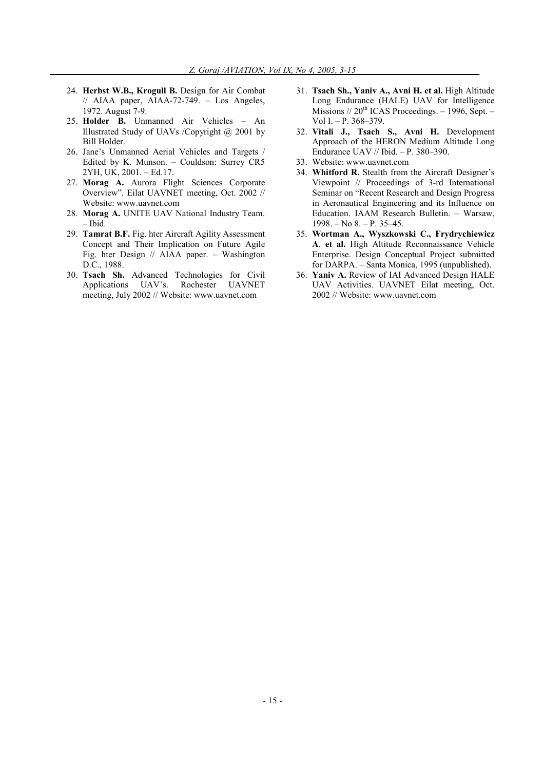24. **Herbst W.B., Krogull B.** Design for Air Combat // AIAA paper, AIAA-72-749. – Los Angeles, 1972. August 7-9.
25. **Holder B.** Unmanned Air Vehicles – An Illustrated Study of UAVs /Copyright @ 2001 by Bill Holder.
26. Jane's Unmanned Aerial Vehicles and Targets / Edited by K. Munson. – Couldson: Surrey CR5 2YH, UK, 2001. – Ed.17.
27. **Morag A.** Aurora Flight Sciences Corporate Overview". Eilat UAVNET meeting, Oct. 2002 // Website: www.uavnet.com
28. **Morag A.** UNITE UAV National Industry Team. – Ibid.
29. **Tamrat B.F.** Fig. hter Aircraft Agility Assessment Concept and Their Implication on Future Agile Fig. hter Design // AIAA paper. – Washington D.C., 1988.
30. **Tsach Sh.** Advanced Technologies for Civil Applications UAV's. Rochester UAVNET meeting, July 2002 // Website: www.uavnet.com
31. **Tsach Sh., Yaniv A., Avni H. et al.** High Altitude Long Endurance (HALE) UAV for Intelligence Missions // 20th ICAS Proceedings. – 1996, Sept. – Vol I. – P. 368–379.
32. **Vitali J., Tsach S., Avni H.** Development Approach of the HERON Medium Altitude Long Endurance UAV // Ibid. – P. 380–390.
33. Website: www.uavnet.com
34. **Whitford R.** Stealth from the Aircraft Designer's Viewpoint // Proceedings of 3-rd International Seminar on "Recent Research and Design Progress in Aeronautical Engineering and its Influence on Education. IAAM Research Bulletin. – Warsaw, 1998. – No 8. – P. 35–45.
35. **Wortman A., Wyszkowski C., Frydrychiewicz A. et al.** High Altitude Reconnaissance Vehicle Enterprise. Design Conceptual Project submitted for DARPA. – Santa Monica, 1995 (unpublished).
36. **Yaniv A.** Review of IAI Advanced Design HALE UAV Activities. UAVNET Eilat meeting, Oct. 2002 // Website: www.uavnet.com